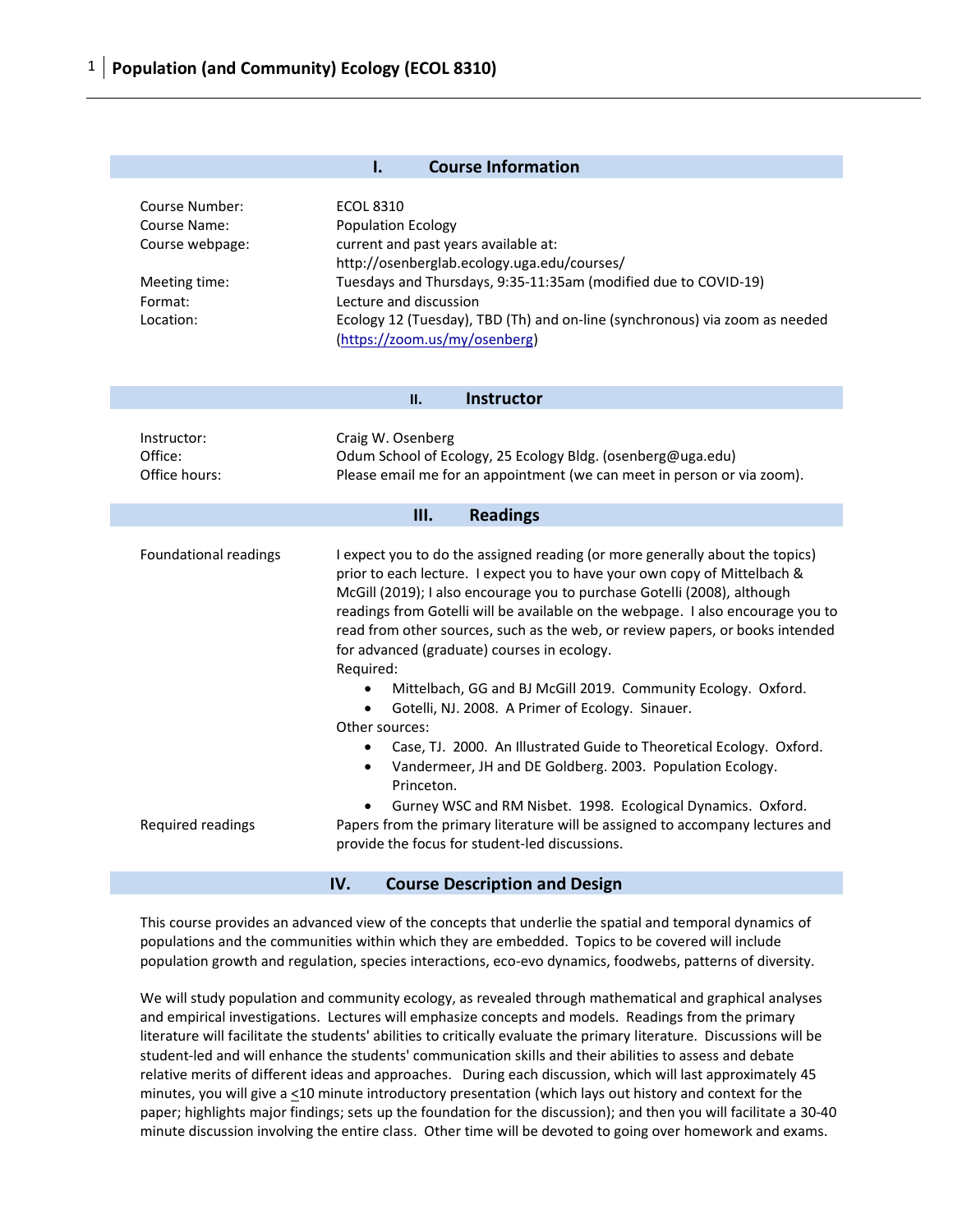# Population (and Community) Ecology (ECOL 8310)

## I. Course Information

| | |
|---|---|
| Course Number: | ECOL 8310 |
| Course Name: | Population Ecology |
| Course webpage: | current and past years available at: http://osenberglab.ecology.uga.edu/courses/ |
| Meeting time: | Tuesdays and Thursdays, 9:35-11:35am (modified due to COVID-19) |
| Format: | Lecture and discussion |
| Location: | Ecology 12 (Tuesday), TBD (Th) and on-line (synchronous) via zoom as needed (https://zoom.us/my/osenberg) |

## II. Instructor

| | |
|---|---|
| Instructor: | Craig W. Osenberg |
| Office: | Odum School of Ecology, 25 Ecology Bldg. (osenberg@uga.edu) |
| Office hours: | Please email me for an appointment (we can meet in person or via zoom). |

## III. Readings

**Foundational readings**

I expect you to do the assigned reading (or more generally about the topics) prior to each lecture. I expect you to have your own copy of Mittelbach & McGill (2019); I also encourage you to purchase Gotelli (2008), although readings from Gotelli will be available on the webpage. I also encourage you to read from other sources, such as the web, or review papers, or books intended for advanced (graduate) courses in ecology.

Required:

- Mittelbach, GG and BJ McGill 2019. Community Ecology. Oxford.
- Gotelli, NJ. 2008. A Primer of Ecology. Sinauer.

Other sources:

- Case, TJ. 2000. An Illustrated Guide to Theoretical Ecology. Oxford.
- Vandermeer, JH and DE Goldberg. 2003. Population Ecology. Princeton.
- Gurney WSC and RM Nisbet. 1998. Ecological Dynamics. Oxford.

**Required readings**

Papers from the primary literature will be assigned to accompany lectures and provide the focus for student-led discussions.

## IV. Course Description and Design

This course provides an advanced view of the concepts that underlie the spatial and temporal dynamics of populations and the communities within which they are embedded. Topics to be covered will include population growth and regulation, species interactions, eco-evo dynamics, foodwebs, patterns of diversity.

We will study population and community ecology, as revealed through mathematical and graphical analyses and empirical investigations. Lectures will emphasize concepts and models. Readings from the primary literature will facilitate the students' abilities to critically evaluate the primary literature. Discussions will be student-led and will enhance the students' communication skills and their abilities to assess and debate relative merits of different ideas and approaches. During each discussion, which will last approximately 45 minutes, you will give a $\leq$10 minute introductory presentation (which lays out history and context for the paper; highlights major findings; sets up the foundation for the discussion); and then you will facilitate a 30-40 minute discussion involving the entire class. Other time will be devoted to going over homework and exams.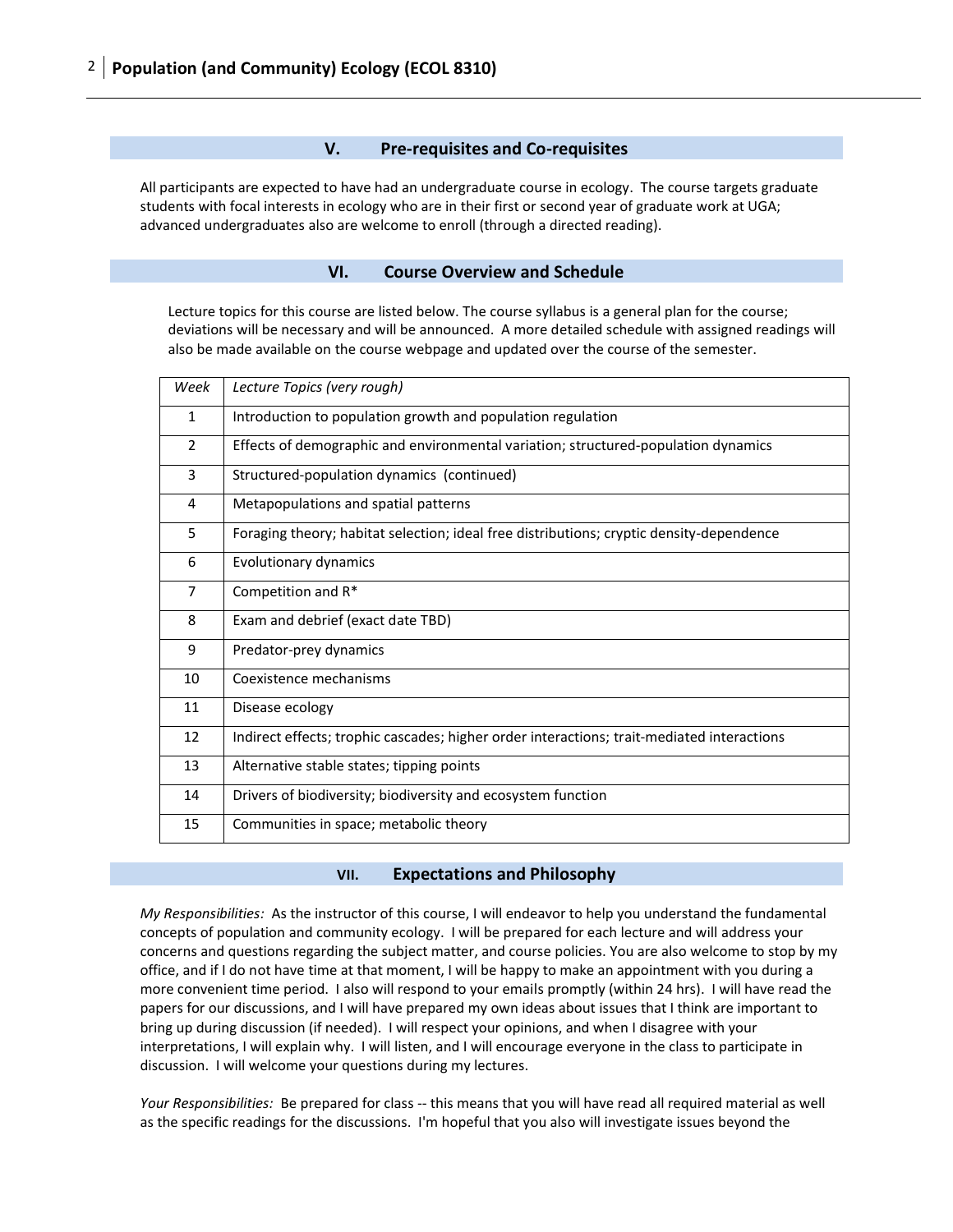## V. Pre-requisites and Co-requisites

All participants are expected to have had an undergraduate course in ecology. The course targets graduate students with focal interests in ecology who are in their first or second year of graduate work at UGA; advanced undergraduates also are welcome to enroll (through a directed reading).

## VI. Course Overview and Schedule

Lecture topics for this course are listed below. The course syllabus is a general plan for the course; deviations will be necessary and will be announced. A more detailed schedule with assigned readings will also be made available on the course webpage and updated over the course of the semester.

| *Week* | *Lecture Topics (very rough)* |
|---|---|
| 1 | Introduction to population growth and population regulation |
| 2 | Effects of demographic and environmental variation; structured-population dynamics |
| 3 | Structured-population dynamics (continued) |
| 4 | Metapopulations and spatial patterns |
| 5 | Foraging theory; habitat selection; ideal free distributions; cryptic density-dependence |
| 6 | Evolutionary dynamics |
| 7 | Competition and R* |
| 8 | Exam and debrief (exact date TBD) |
| 9 | Predator-prey dynamics |
| 10 | Coexistence mechanisms |
| 11 | Disease ecology |
| 12 | Indirect effects; trophic cascades; higher order interactions; trait-mediated interactions |
| 13 | Alternative stable states; tipping points |
| 14 | Drivers of biodiversity; biodiversity and ecosystem function |
| 15 | Communities in space; metabolic theory |

## VII. Expectations and Philosophy

*My Responsibilities:* As the instructor of this course, I will endeavor to help you understand the fundamental concepts of population and community ecology. I will be prepared for each lecture and will address your concerns and questions regarding the subject matter, and course policies. You are also welcome to stop by my office, and if I do not have time at that moment, I will be happy to make an appointment with you during a more convenient time period. I also will respond to your emails promptly (within 24 hrs). I will have read the papers for our discussions, and I will have prepared my own ideas about issues that I think are important to bring up during discussion (if needed). I will respect your opinions, and when I disagree with your interpretations, I will explain why. I will listen, and I will encourage everyone in the class to participate in discussion. I will welcome your questions during my lectures.

*Your Responsibilities:* Be prepared for class -- this means that you will have read all required material as well as the specific readings for the discussions. I'm hopeful that you also will investigate issues beyond the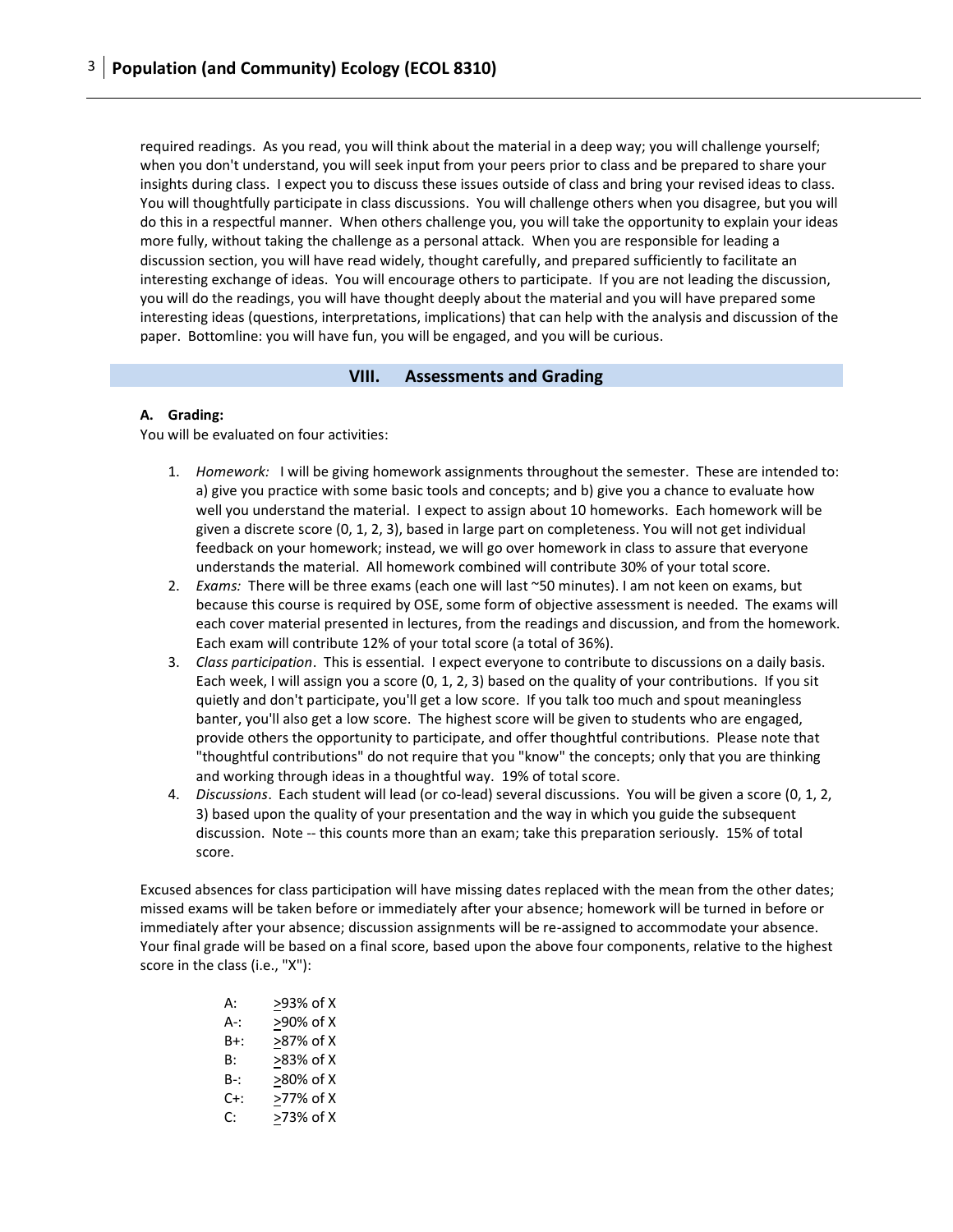required readings. As you read, you will think about the material in a deep way; you will challenge yourself; when you don't understand, you will seek input from your peers prior to class and be prepared to share your insights during class. I expect you to discuss these issues outside of class and bring your revised ideas to class. You will thoughtfully participate in class discussions. You will challenge others when you disagree, but you will do this in a respectful manner. When others challenge you, you will take the opportunity to explain your ideas more fully, without taking the challenge as a personal attack. When you are responsible for leading a discussion section, you will have read widely, thought carefully, and prepared sufficiently to facilitate an interesting exchange of ideas. You will encourage others to participate. If you are not leading the discussion, you will do the readings, you will have thought deeply about the material and you will have prepared some interesting ideas (questions, interpretations, implications) that can help with the analysis and discussion of the paper. Bottomline: you will have fun, you will be engaged, and you will be curious.

## VIII. Assessments and Grading

**A. Grading:**

You will be evaluated on four activities:

1. *Homework:* I will be giving homework assignments throughout the semester. These are intended to: a) give you practice with some basic tools and concepts; and b) give you a chance to evaluate how well you understand the material. I expect to assign about 10 homeworks. Each homework will be given a discrete score (0, 1, 2, 3), based in large part on completeness. You will not get individual feedback on your homework; instead, we will go over homework in class to assure that everyone understands the material. All homework combined will contribute 30% of your total score.
2. *Exams:* There will be three exams (each one will last ~50 minutes). I am not keen on exams, but because this course is required by OSE, some form of objective assessment is needed. The exams will each cover material presented in lectures, from the readings and discussion, and from the homework. Each exam will contribute 12% of your total score (a total of 36%).
3. *Class participation*. This is essential. I expect everyone to contribute to discussions on a daily basis. Each week, I will assign you a score (0, 1, 2, 3) based on the quality of your contributions. If you sit quietly and don't participate, you'll get a low score. If you talk too much and spout meaningless banter, you'll also get a low score. The highest score will be given to students who are engaged, provide others the opportunity to participate, and offer thoughtful contributions. Please note that "thoughtful contributions" do not require that you "know" the concepts; only that you are thinking and working through ideas in a thoughtful way. 19% of total score.
4. *Discussions*. Each student will lead (or co-lead) several discussions. You will be given a score (0, 1, 2, 3) based upon the quality of your presentation and the way in which you guide the subsequent discussion. Note -- this counts more than an exam; take this preparation seriously. 15% of total score.

Excused absences for class participation will have missing dates replaced with the mean from the other dates; missed exams will be taken before or immediately after your absence; homework will be turned in before or immediately after your absence; discussion assignments will be re-assigned to accommodate your absence. Your final grade will be based on a final score, based upon the above four components, relative to the highest score in the class (i.e., "X"):

| | |
|---|---|
| A: | ≥93% of X |
| A-: | ≥90% of X |
| B+: | ≥87% of X |
| B: | ≥83% of X |
| B-: | ≥80% of X |
| C+: | ≥77% of X |
| C: | ≥73% of X |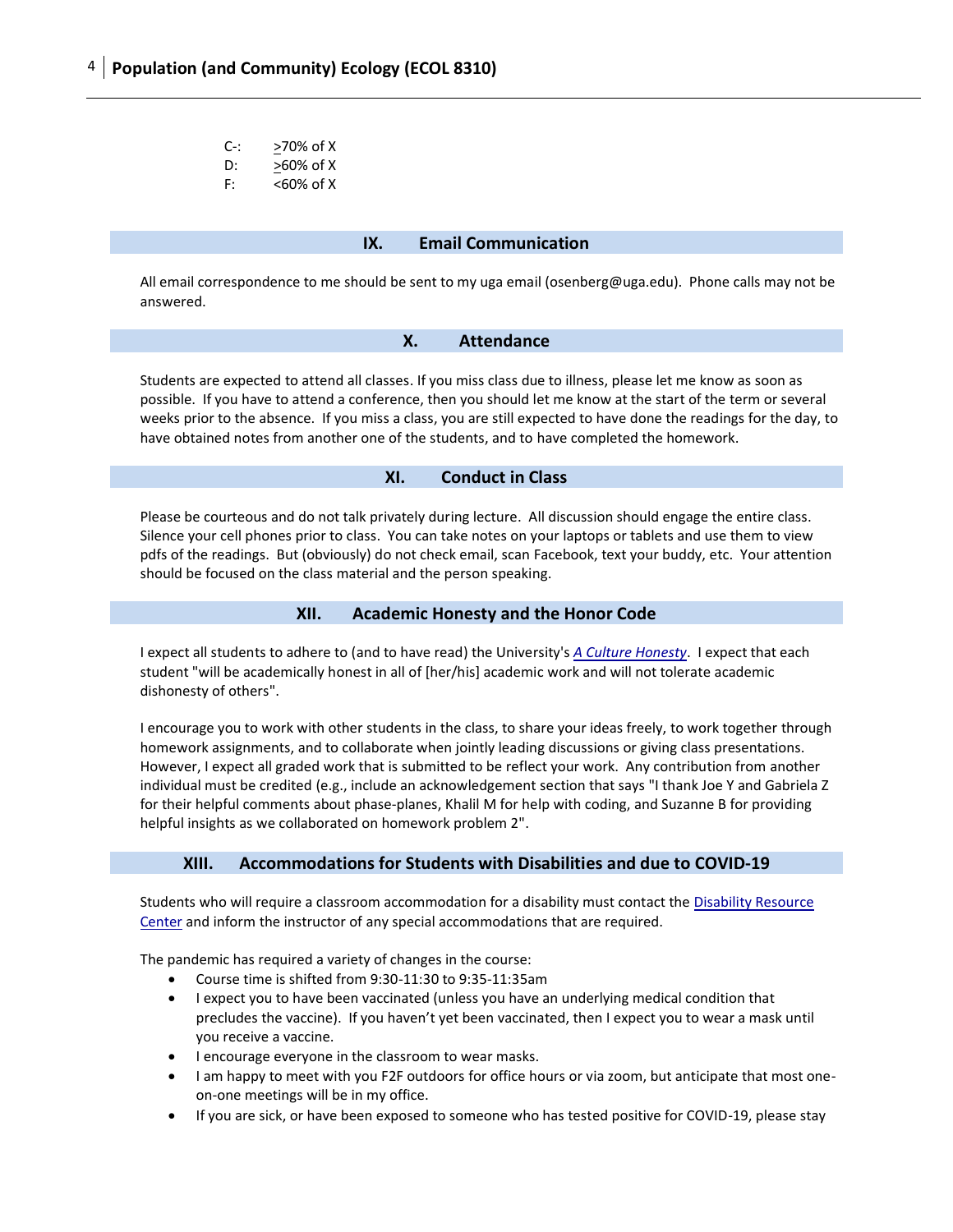C-: $\geq$70% of X
D: $\geq$60% of X
F: <60% of X

## IX. Email Communication

All email correspondence to me should be sent to my uga email (osenberg@uga.edu). Phone calls may not be answered.

## X. Attendance

Students are expected to attend all classes. If you miss class due to illness, please let me know as soon as possible. If you have to attend a conference, then you should let me know at the start of the term or several weeks prior to the absence. If you miss a class, you are still expected to have done the readings for the day, to have obtained notes from another one of the students, and to have completed the homework.

## XI. Conduct in Class

Please be courteous and do not talk privately during lecture. All discussion should engage the entire class. Silence your cell phones prior to class. You can take notes on your laptops or tablets and use them to view pdfs of the readings. But (obviously) do not check email, scan Facebook, text your buddy, etc. Your attention should be focused on the class material and the person speaking.

## XII. Academic Honesty and the Honor Code

I expect all students to adhere to (and to have read) the University's *A Culture Honesty*. I expect that each student "will be academically honest in all of [her/his] academic work and will not tolerate academic dishonesty of others".

I encourage you to work with other students in the class, to share your ideas freely, to work together through homework assignments, and to collaborate when jointly leading discussions or giving class presentations. However, I expect all graded work that is submitted to be reflect your work. Any contribution from another individual must be credited (e.g., include an acknowledgement section that says "I thank Joe Y and Gabriela Z for their helpful comments about phase-planes, Khalil M for help with coding, and Suzanne B for providing helpful insights as we collaborated on homework problem 2".

## XIII. Accommodations for Students with Disabilities and due to COVID-19

Students who will require a classroom accommodation for a disability must contact the Disability Resource Center and inform the instructor of any special accommodations that are required.

The pandemic has required a variety of changes in the course:

- Course time is shifted from 9:30-11:30 to 9:35-11:35am
- I expect you to have been vaccinated (unless you have an underlying medical condition that precludes the vaccine). If you haven't yet been vaccinated, then I expect you to wear a mask until you receive a vaccine.
- I encourage everyone in the classroom to wear masks.
- I am happy to meet with you F2F outdoors for office hours or via zoom, but anticipate that most one-on-one meetings will be in my office.
- If you are sick, or have been exposed to someone who has tested positive for COVID-19, please stay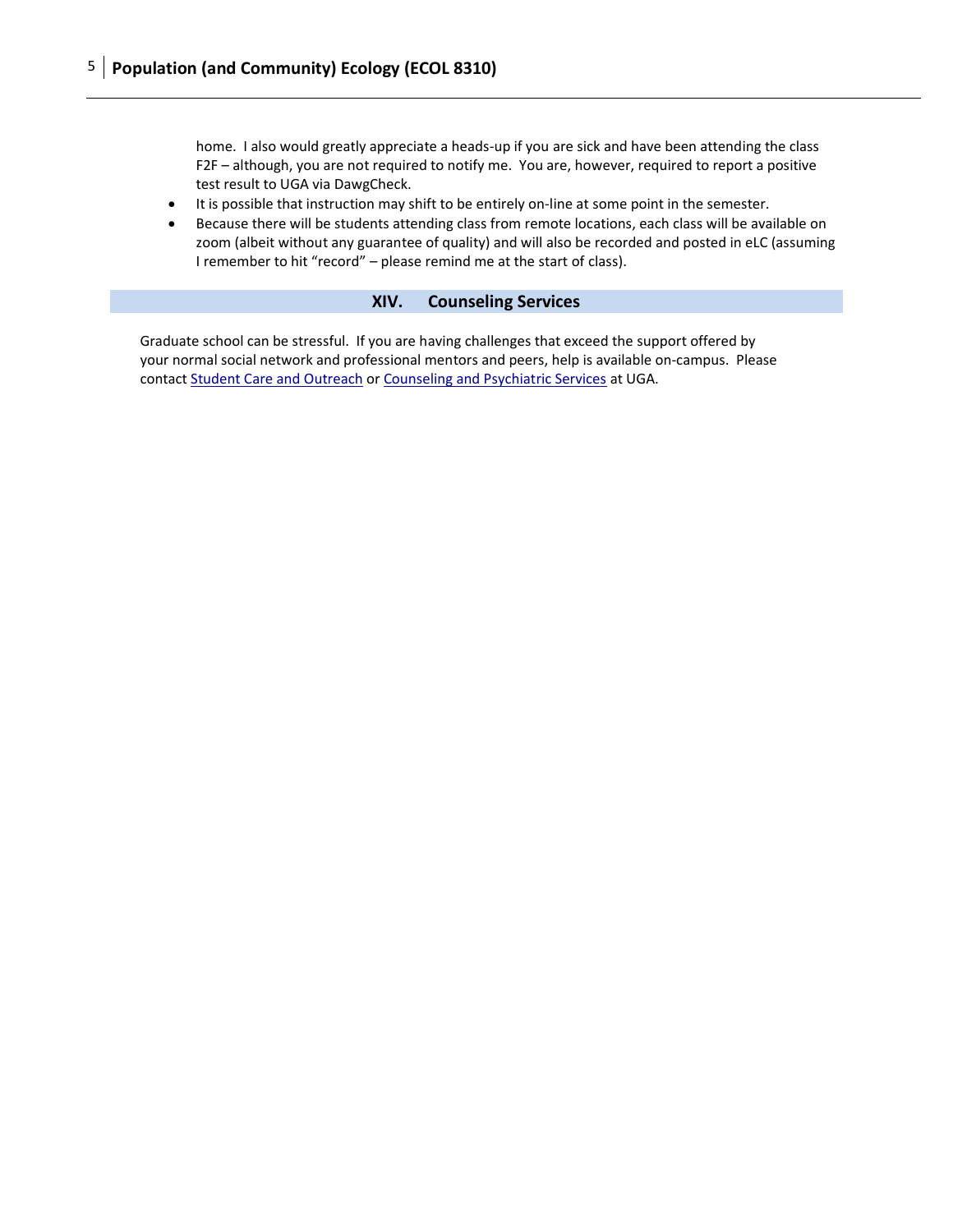home. I also would greatly appreciate a heads-up if you are sick and have been attending the class F2F – although, you are not required to notify me. You are, however, required to report a positive test result to UGA via DawgCheck.

- It is possible that instruction may shift to be entirely on-line at some point in the semester.
- Because there will be students attending class from remote locations, each class will be available on zoom (albeit without any guarantee of quality) and will also be recorded and posted in eLC (assuming I remember to hit "record" – please remind me at the start of class).

## XIV. Counseling Services

Graduate school can be stressful. If you are having challenges that exceed the support offered by your normal social network and professional mentors and peers, help is available on-campus. Please contact Student Care and Outreach or Counseling and Psychiatric Services at UGA.